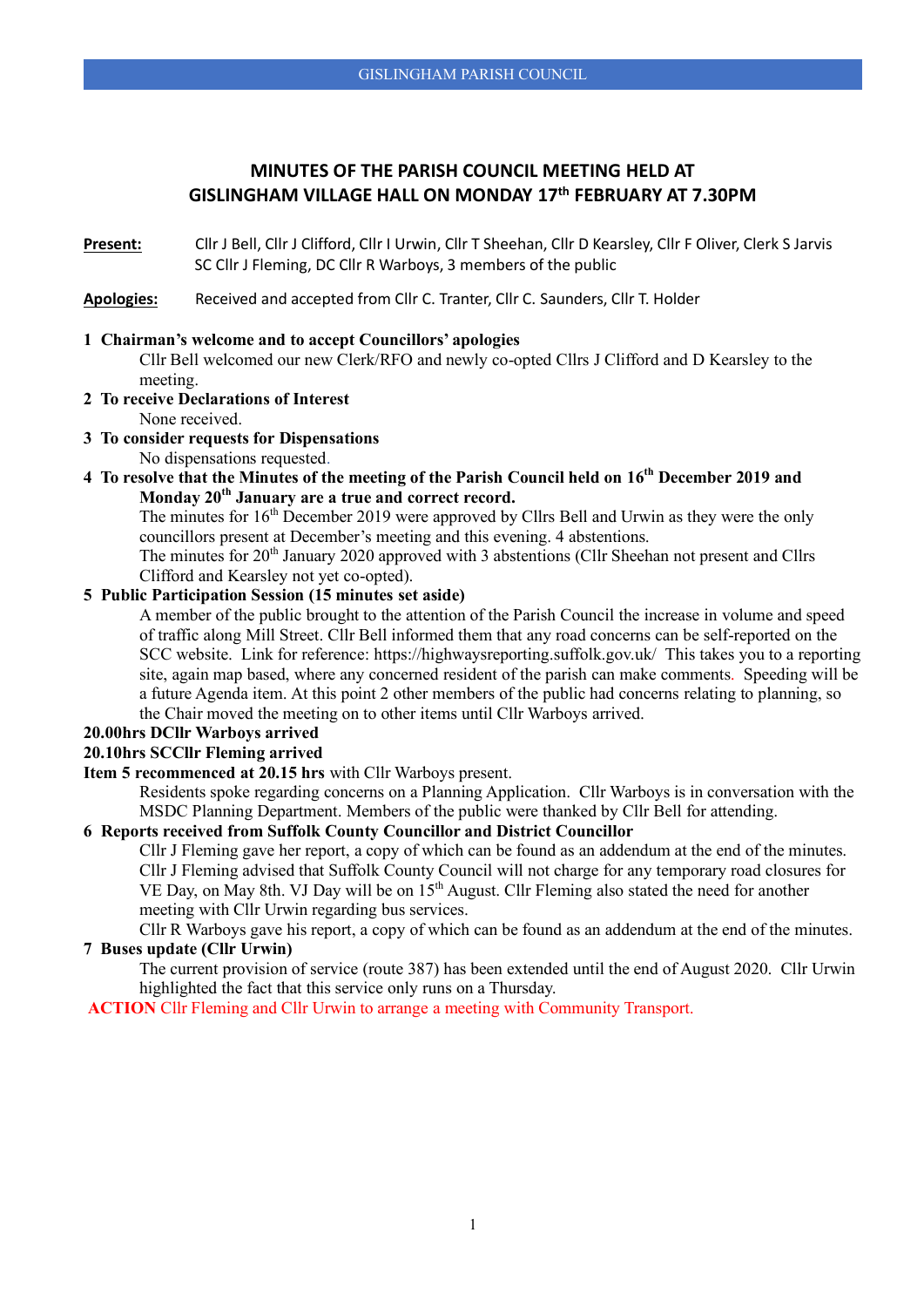# MINUTES OF THE PARISH COUNCIL MEETING HELD AT GISLINGHAM VILLAGE HALL ON MONDAY 17th FEBRUARY AT 7.30PM

**Present:** Cllr J Bell, Cllr J Clifford, Cllr I Urwin, Cllr T Sheehan, Cllr D Kearsley, Cllr F Oliver, Clerk S Jarvis SC Cllr J Fleming, DC Cllr R Warboys, 3 members of the public

**Apologies:** Received and accepted from Cllr C. Tranter, Cllr C. Saunders, Cllr T. Holder

**1 Chairman's welcome and to accept Councillors' apologies**

Cllr Bell welcomed our new Clerk/RFO and newly co-opted Cllrs J Clifford and D Kearsley to the meeting.

**2 To receive Declarations of Interest**

None received.

**3 To consider requests for Dispensations**

No dispensations requested.

**4 To resolve that the Minutes of the meeting of the Parish Council held on 16th December 2019 and Monday 20th January are a true and correct record.**

The minutes for 16th December 2019 were approved by Cllrs Bell and Urwin as they were the only councillors present at December's meeting and this evening. 4 abstentions.

The minutes for 20th January 2020 approved with 3 abstentions (Cllr Sheehan not present and Cllrs Clifford and Kearsley not yet co-opted).

**5 Public Participation Session (15 minutes set aside)**

A member of the public brought to the attention of the Parish Council the increase in volume and speed of traffic along Mill Street. Cllr Bell informed them that any road concerns can be self-reported on the SCC website. Link for reference: https://highwaysreporting.suffolk.gov.uk/ This takes you to a reporting site, again map based, where any concerned resident of the parish can make comments. Speeding will be a future Agenda item. At this point 2 other members of the public had concerns relating to planning, so the Chair moved the meeting on to other items until Cllr Warboys arrived.

**20.00hrs DCllr Warboys arrived**

**20.10hrs SCCllr Fleming arrived**

**Item 5 recommenced at 20.15 hrs** with Cllr Warboys present.

Residents spoke regarding concerns on a Planning Application. Cllr Warboys is in conversation with the MSDC Planning Department. Members of the public were thanked by Cllr Bell for attending.

**6 Reports received from Suffolk County Councillor and District Councillor**

Cllr J Fleming gave her report, a copy of which can be found as an addendum at the end of the minutes. Cllr J Fleming advised that Suffolk County Council will not charge for any temporary road closures for VE Day, on May 8th. VJ Day will be on 15th August. Cllr Fleming also stated the need for another meeting with Cllr Urwin regarding bus services.

Cllr R Warboys gave his report, a copy of which can be found as an addendum at the end of the minutes.

**7 Buses update (Cllr Urwin)**

The current provision of service (route 387) has been extended until the end of August 2020. Cllr Urwin highlighted the fact that this service only runs on a Thursday.

**ACTION** Cllr Fleming and Cllr Urwin to arrange a meeting with Community Transport.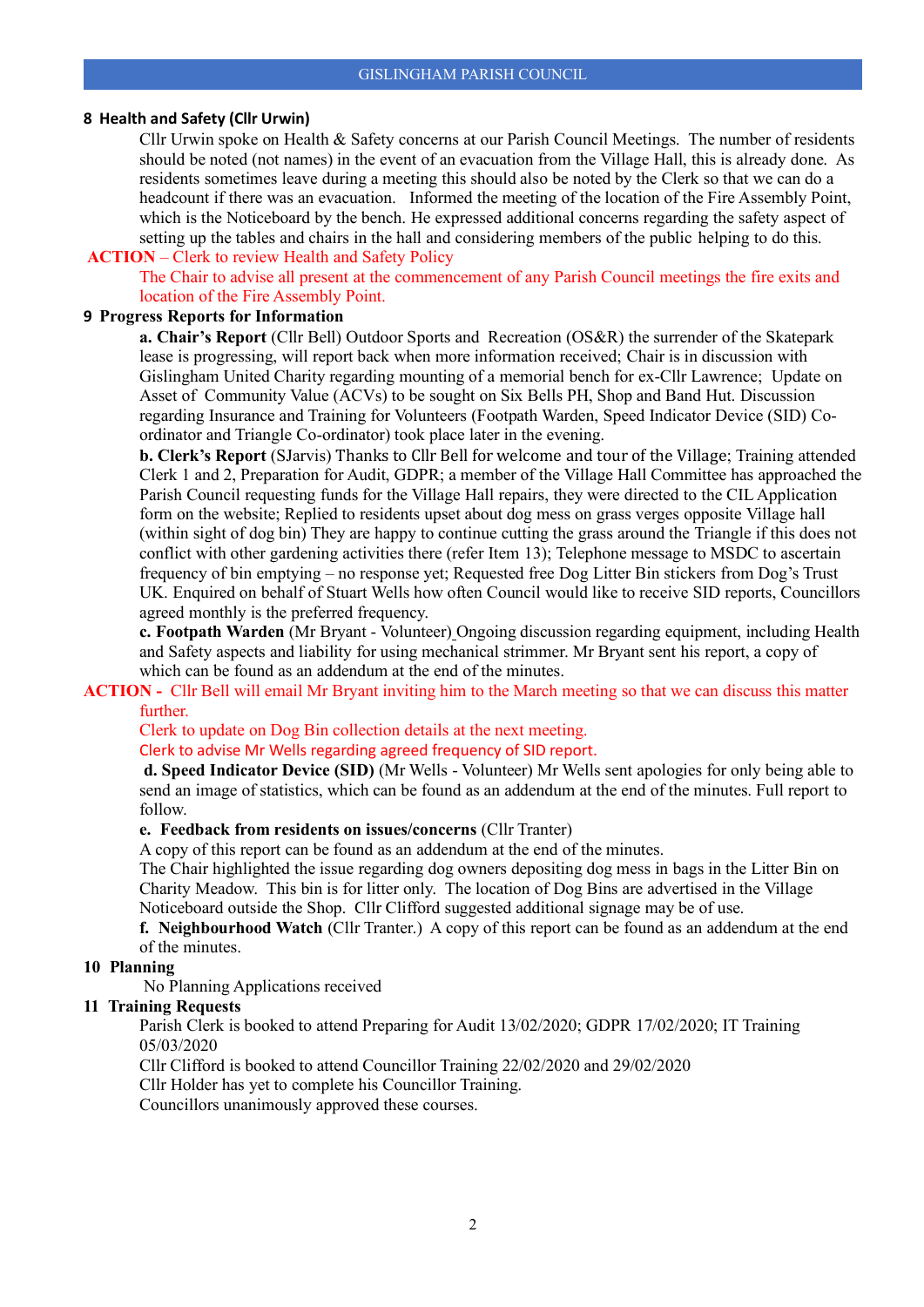## 8 Health and Safety (Cllr Urwin)

Cllr Urwin spoke on Health & Safety concerns at our Parish Council Meetings. The number of residents should be noted (not names) in the event of an evacuation from the Village Hall, this is already done. As residents sometimes leave during a meeting this should also be noted by the Clerk so that we can do a headcount if there was an evacuation. Informed the meeting of the location of the Fire Assembly Point, which is the Noticeboard by the bench. He expressed additional concerns regarding the safety aspect of setting up the tables and chairs in the hall and considering members of the public helping to do this.

**ACTION** – Clerk to review Health and Safety Policy

The Chair to advise all present at the commencement of any Parish Council meetings the fire exits and location of the Fire Assembly Point.

## 9 Progress Reports for Information

**a. Chair's Report** (Cllr Bell) Outdoor Sports and Recreation (OS&R) the surrender of the Skatepark lease is progressing, will report back when more information received; Chair is in discussion with Gislingham United Charity regarding mounting of a memorial bench for ex-Cllr Lawrence; Update on Asset of Community Value (ACVs) to be sought on Six Bells PH, Shop and Band Hut. Discussion regarding Insurance and Training for Volunteers (Footpath Warden, Speed Indicator Device (SID) Co-ordinator and Triangle Co-ordinator) took place later in the evening.

**b. Clerk's Report** (SJarvis) Thanks to Cllr Bell for welcome and tour of the Village; Training attended Clerk 1 and 2, Preparation for Audit, GDPR; a member of the Village Hall Committee has approached the Parish Council requesting funds for the Village Hall repairs, they were directed to the CIL Application form on the website; Replied to residents upset about dog mess on grass verges opposite Village hall (within sight of dog bin) They are happy to continue cutting the grass around the Triangle if this does not conflict with other gardening activities there (refer Item 13); Telephone message to MSDC to ascertain frequency of bin emptying – no response yet; Requested free Dog Litter Bin stickers from Dog's Trust UK. Enquired on behalf of Stuart Wells how often Council would like to receive SID reports, Councillors agreed monthly is the preferred frequency.

**c. Footpath Warden** (Mr Bryant - Volunteer) Ongoing discussion regarding equipment, including Health and Safety aspects and liability for using mechanical strimmer. Mr Bryant sent his report, a copy of which can be found as an addendum at the end of the minutes.

**ACTION -** Cllr Bell will email Mr Bryant inviting him to the March meeting so that we can discuss this matter further.

Clerk to update on Dog Bin collection details at the next meeting.

Clerk to advise Mr Wells regarding agreed frequency of SID report.

**d. Speed Indicator Device (SID)** (Mr Wells - Volunteer) Mr Wells sent apologies for only being able to send an image of statistics, which can be found as an addendum at the end of the minutes. Full report to follow.

**e. Feedback from residents on issues/concerns** (Cllr Tranter)

A copy of this report can be found as an addendum at the end of the minutes.

The Chair highlighted the issue regarding dog owners depositing dog mess in bags in the Litter Bin on Charity Meadow. This bin is for litter only. The location of Dog Bins are advertised in the Village Noticeboard outside the Shop. Cllr Clifford suggested additional signage may be of use.

**f. Neighbourhood Watch** (Cllr Tranter.) A copy of this report can be found as an addendum at the end of the minutes.

## 10 Planning

No Planning Applications received

## 11 Training Requests

Parish Clerk is booked to attend Preparing for Audit 13/02/2020; GDPR 17/02/2020; IT Training 05/03/2020

Cllr Clifford is booked to attend Councillor Training 22/02/2020 and 29/02/2020

Cllr Holder has yet to complete his Councillor Training.

Councillors unanimously approved these courses.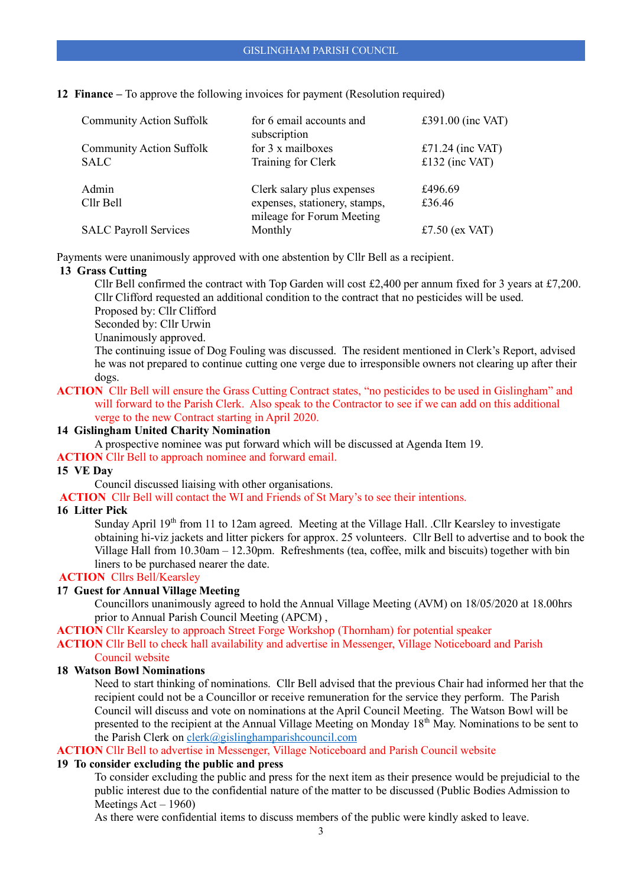**12 Finance –** To approve the following invoices for payment (Resolution required)

| | | |
|---|---|---|
| Community Action Suffolk | for 6 email accounts and subscription | £391.00 (inc VAT) |
| Community Action Suffolk | for 3 x mailboxes | £71.24 (inc VAT) |
| SALC | Training for Clerk | £132 (inc VAT) |
| Admin | Clerk salary plus expenses | £496.69 |
| Cllr Bell | expenses, stationery, stamps, mileage for Forum Meeting | £36.46 |
| SALC Payroll Services | Monthly | £7.50 (ex VAT) |

Payments were unanimously approved with one abstention by Cllr Bell as a recipient.

**13 Grass Cutting**

Cllr Bell confirmed the contract with Top Garden will cost £2,400 per annum fixed for 3 years at £7,200. Cllr Clifford requested an additional condition to the contract that no pesticides will be used.
Proposed by: Cllr Clifford
Seconded by: Cllr Urwin
Unanimously approved.
The continuing issue of Dog Fouling was discussed. The resident mentioned in Clerk's Report, advised he was not prepared to continue cutting one verge due to irresponsible owners not clearing up after their dogs.

**ACTION** Cllr Bell will ensure the Grass Cutting Contract states, "no pesticides to be used in Gislingham" and will forward to the Parish Clerk. Also speak to the Contractor to see if we can add on this additional verge to the new Contract starting in April 2020.

**14 Gislingham United Charity Nomination**

A prospective nominee was put forward which will be discussed at Agenda Item 19.

**ACTION** Cllr Bell to approach nominee and forward email.

**15 VE Day**

Council discussed liaising with other organisations.

**ACTION** Cllr Bell will contact the WI and Friends of St Mary's to see their intentions.

**16 Litter Pick**

Sunday April 19th from 11 to 12am agreed. Meeting at the Village Hall. .Cllr Kearsley to investigate obtaining hi-viz jackets and litter pickers for approx. 25 volunteers. Cllr Bell to advertise and to book the Village Hall from 10.30am – 12.30pm. Refreshments (tea, coffee, milk and biscuits) together with bin liners to be purchased nearer the date.

**ACTION** Cllrs Bell/Kearsley

**17 Guest for Annual Village Meeting**

Councillors unanimously agreed to hold the Annual Village Meeting (AVM) on 18/05/2020 at 18.00hrs prior to Annual Parish Council Meeting (APCM) ,

**ACTION** Cllr Kearsley to approach Street Forge Workshop (Thornham) for potential speaker

**ACTION** Cllr Bell to check hall availability and advertise in Messenger, Village Noticeboard and Parish Council website

**18 Watson Bowl Nominations**

Need to start thinking of nominations. Cllr Bell advised that the previous Chair had informed her that the recipient could not be a Councillor or receive remuneration for the service they perform. The Parish Council will discuss and vote on nominations at the April Council Meeting. The Watson Bowl will be presented to the recipient at the Annual Village Meeting on Monday 18th May. Nominations to be sent to the Parish Clerk on clerk@gislinghamparishcouncil.com

**ACTION** Cllr Bell to advertise in Messenger, Village Noticeboard and Parish Council website

**19 To consider excluding the public and press**

To consider excluding the public and press for the next item as their presence would be prejudicial to the public interest due to the confidential nature of the matter to be discussed (Public Bodies Admission to Meetings Act – 1960)
As there were confidential items to discuss members of the public were kindly asked to leave.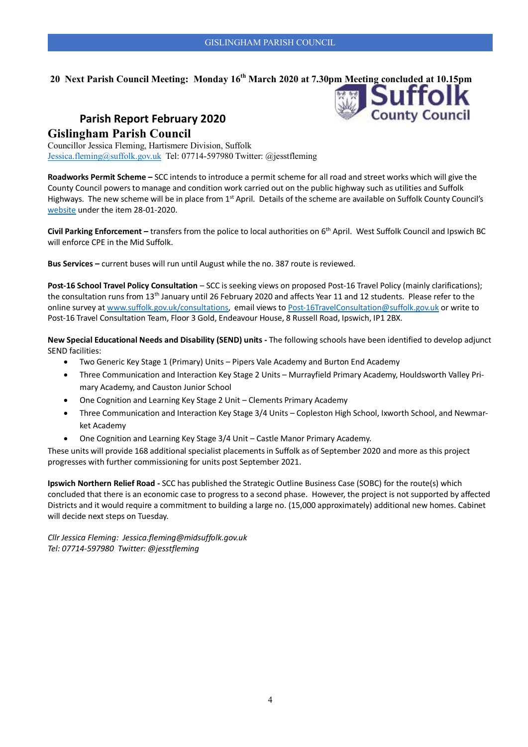**20 Next Parish Council Meeting: Monday 16th March 2020 at 7.30pm Meeting concluded at 10.15pm**

## Parish Report February 2020

## Gislingham Parish Council

Councillor Jessica Fleming, Hartismere Division, Suffolk
Jessica.fleming@suffolk.gov.uk Tel: 07714-597980 Twitter: @jesstfleming

**Roadworks Permit Scheme –** SCC intends to introduce a permit scheme for all road and street works which will give the County Council powers to manage and condition work carried out on the public highway such as utilities and Suffolk Highways. The new scheme will be in place from 1st April. Details of the scheme are available on Suffolk County Council's website under the item 28-01-2020.

**Civil Parking Enforcement –** transfers from the police to local authorities on 6th April. West Suffolk Council and Ipswich BC will enforce CPE in the Mid Suffolk.

**Bus Services –** current buses will run until August while the no. 387 route is reviewed.

**Post-16 School Travel Policy Consultation** – SCC is seeking views on proposed Post-16 Travel Policy (mainly clarifications); the consultation runs from 13th January until 26 February 2020 and affects Year 11 and 12 students. Please refer to the online survey at www.suffolk.gov.uk/consultations, email views to Post-16TravelConsultation@suffolk.gov.uk or write to Post-16 Travel Consultation Team, Floor 3 Gold, Endeavour House, 8 Russell Road, Ipswich, IP1 2BX.

**New Special Educational Needs and Disability (SEND) units -** The following schools have been identified to develop adjunct SEND facilities:

- Two Generic Key Stage 1 (Primary) Units – Pipers Vale Academy and Burton End Academy
- Three Communication and Interaction Key Stage 2 Units – Murrayfield Primary Academy, Houldsworth Valley Primary Academy, and Causton Junior School
- One Cognition and Learning Key Stage 2 Unit – Clements Primary Academy
- Three Communication and Interaction Key Stage 3/4 Units – Copleston High School, Ixworth School, and Newmarket Academy
- One Cognition and Learning Key Stage 3/4 Unit – Castle Manor Primary Academy.

These units will provide 168 additional specialist placements in Suffolk as of September 2020 and more as this project progresses with further commissioning for units post September 2021.

**Ipswich Northern Relief Road -** SCC has published the Strategic Outline Business Case (SOBC) for the route(s) which concluded that there is an economic case to progress to a second phase. However, the project is not supported by affected Districts and it would require a commitment to building a large no. (15,000 approximately) additional new homes. Cabinet will decide next steps on Tuesday.

*Cllr Jessica Fleming: Jessica.fleming@midsuffolk.gov.uk*
*Tel: 07714-597980 Twitter: @jesstfleming*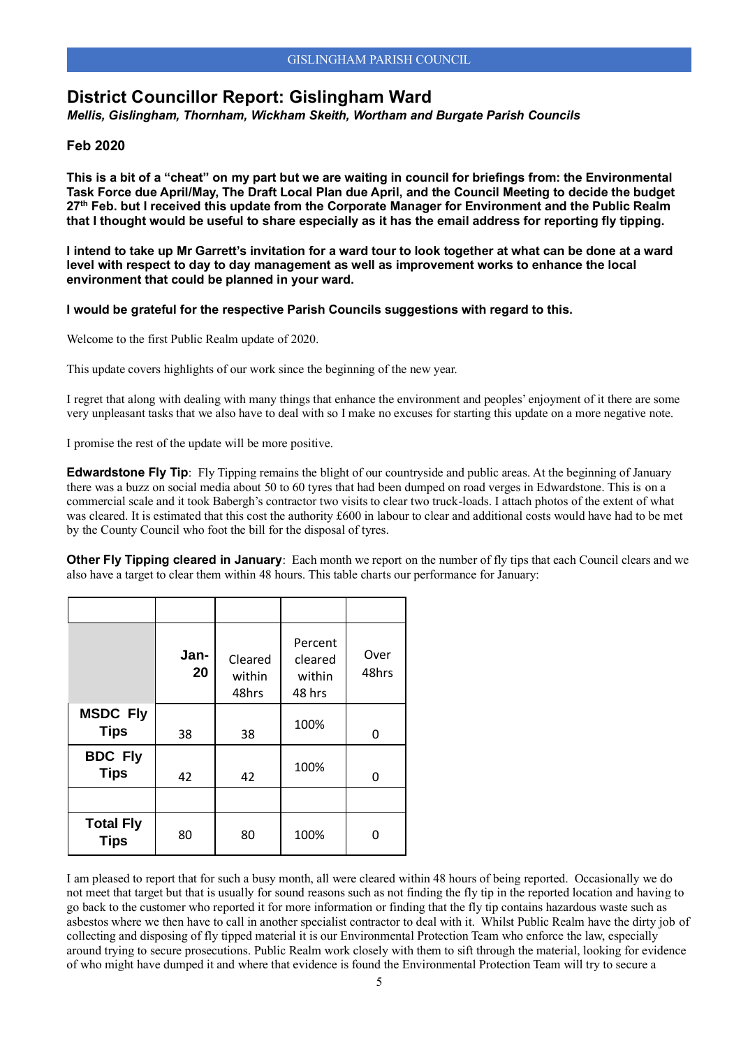# District Councillor Report: Gislingham Ward

***Mellis, Gislingham, Thornham, Wickham Skeith, Wortham and Burgate Parish Councils***

**Feb 2020**

**This is a bit of a "cheat" on my part but we are waiting in council for briefings from: the Environmental Task Force due April/May, The Draft Local Plan due April, and the Council Meeting to decide the budget 27th Feb. but I received this update from the Corporate Manager for Environment and the Public Realm that I thought would be useful to share especially as it has the email address for reporting fly tipping.**

**I intend to take up Mr Garrett's invitation for a ward tour to look together at what can be done at a ward level with respect to day to day management as well as improvement works to enhance the local environment that could be planned in your ward.**

**I would be grateful for the respective Parish Councils suggestions with regard to this.**

Welcome to the first Public Realm update of 2020.

This update covers highlights of our work since the beginning of the new year.

I regret that along with dealing with many things that enhance the environment and peoples' enjoyment of it there are some very unpleasant tasks that we also have to deal with so I make no excuses for starting this update on a more negative note.

I promise the rest of the update will be more positive.

**Edwardstone Fly Tip**: Fly Tipping remains the blight of our countryside and public areas. At the beginning of January there was a buzz on social media about 50 to 60 tyres that had been dumped on road verges in Edwardstone. This is on a commercial scale and it took Babergh's contractor two visits to clear two truck-loads. I attach photos of the extent of what was cleared. It is estimated that this cost the authority £600 in labour to clear and additional costs would have had to be met by the County Council who foot the bill for the disposal of tyres.

**Other Fly Tipping cleared in January**: Each month we report on the number of fly tips that each Council clears and we also have a target to clear them within 48 hours. This table charts our performance for January:

| | **Jan-20** | Cleared within 48hrs | Percent cleared within 48 hrs | Over 48hrs |
|---|---|---|---|---|
| **MSDC Fly Tips** | 38 | 38 | 100% | 0 |
| **BDC Fly Tips** | 42 | 42 | 100% | 0 |
| | | | | |
| **Total Fly Tips** | 80 | 80 | 100% | 0 |

I am pleased to report that for such a busy month, all were cleared within 48 hours of being reported. Occasionally we do not meet that target but that is usually for sound reasons such as not finding the fly tip in the reported location and having to go back to the customer who reported it for more information or finding that the fly tip contains hazardous waste such as asbestos where we then have to call in another specialist contractor to deal with it. Whilst Public Realm have the dirty job of collecting and disposing of fly tipped material it is our Environmental Protection Team who enforce the law, especially around trying to secure prosecutions. Public Realm work closely with them to sift through the material, looking for evidence of who might have dumped it and where that evidence is found the Environmental Protection Team will try to secure a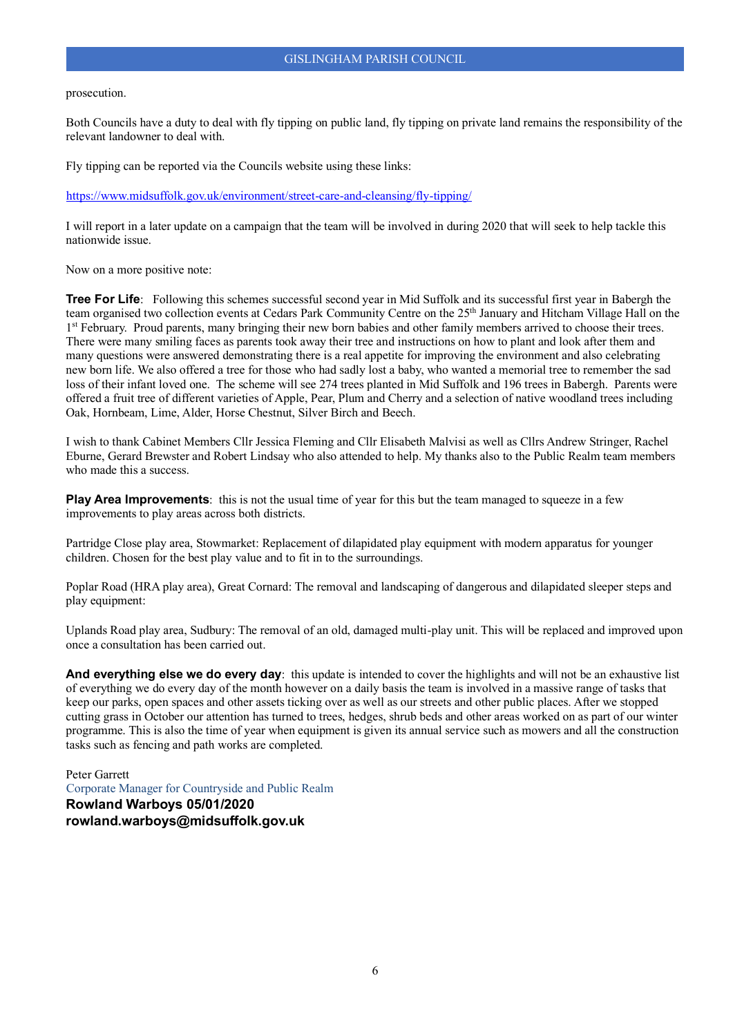prosecution.

Both Councils have a duty to deal with fly tipping on public land, fly tipping on private land remains the responsibility of the relevant landowner to deal with.

Fly tipping can be reported via the Councils website using these links:

https://www.midsuffolk.gov.uk/environment/street-care-and-cleansing/fly-tipping/

I will report in a later update on a campaign that the team will be involved in during 2020 that will seek to help tackle this nationwide issue.

Now on a more positive note:

**Tree For Life**: Following this schemes successful second year in Mid Suffolk and its successful first year in Babergh the team organised two collection events at Cedars Park Community Centre on the 25th January and Hitcham Village Hall on the 1st February. Proud parents, many bringing their new born babies and other family members arrived to choose their trees. There were many smiling faces as parents took away their tree and instructions on how to plant and look after them and many questions were answered demonstrating there is a real appetite for improving the environment and also celebrating new born life. We also offered a tree for those who had sadly lost a baby, who wanted a memorial tree to remember the sad loss of their infant loved one. The scheme will see 274 trees planted in Mid Suffolk and 196 trees in Babergh. Parents were offered a fruit tree of different varieties of Apple, Pear, Plum and Cherry and a selection of native woodland trees including Oak, Hornbeam, Lime, Alder, Horse Chestnut, Silver Birch and Beech.

I wish to thank Cabinet Members Cllr Jessica Fleming and Cllr Elisabeth Malvisi as well as Cllrs Andrew Stringer, Rachel Eburne, Gerard Brewster and Robert Lindsay who also attended to help. My thanks also to the Public Realm team members who made this a success.

**Play Area Improvements**: this is not the usual time of year for this but the team managed to squeeze in a few improvements to play areas across both districts.

Partridge Close play area, Stowmarket: Replacement of dilapidated play equipment with modern apparatus for younger children. Chosen for the best play value and to fit in to the surroundings.

Poplar Road (HRA play area), Great Cornard: The removal and landscaping of dangerous and dilapidated sleeper steps and play equipment:

Uplands Road play area, Sudbury: The removal of an old, damaged multi-play unit. This will be replaced and improved upon once a consultation has been carried out.

**And everything else we do every day**: this update is intended to cover the highlights and will not be an exhaustive list of everything we do every day of the month however on a daily basis the team is involved in a massive range of tasks that keep our parks, open spaces and other assets ticking over as well as our streets and other public places. After we stopped cutting grass in October our attention has turned to trees, hedges, shrub beds and other areas worked on as part of our winter programme. This is also the time of year when equipment is given its annual service such as mowers and all the construction tasks such as fencing and path works are completed.

Peter Garrett
Corporate Manager for Countryside and Public Realm
**Rowland Warboys 05/01/2020**
**rowland.warboys@midsuffolk.gov.uk**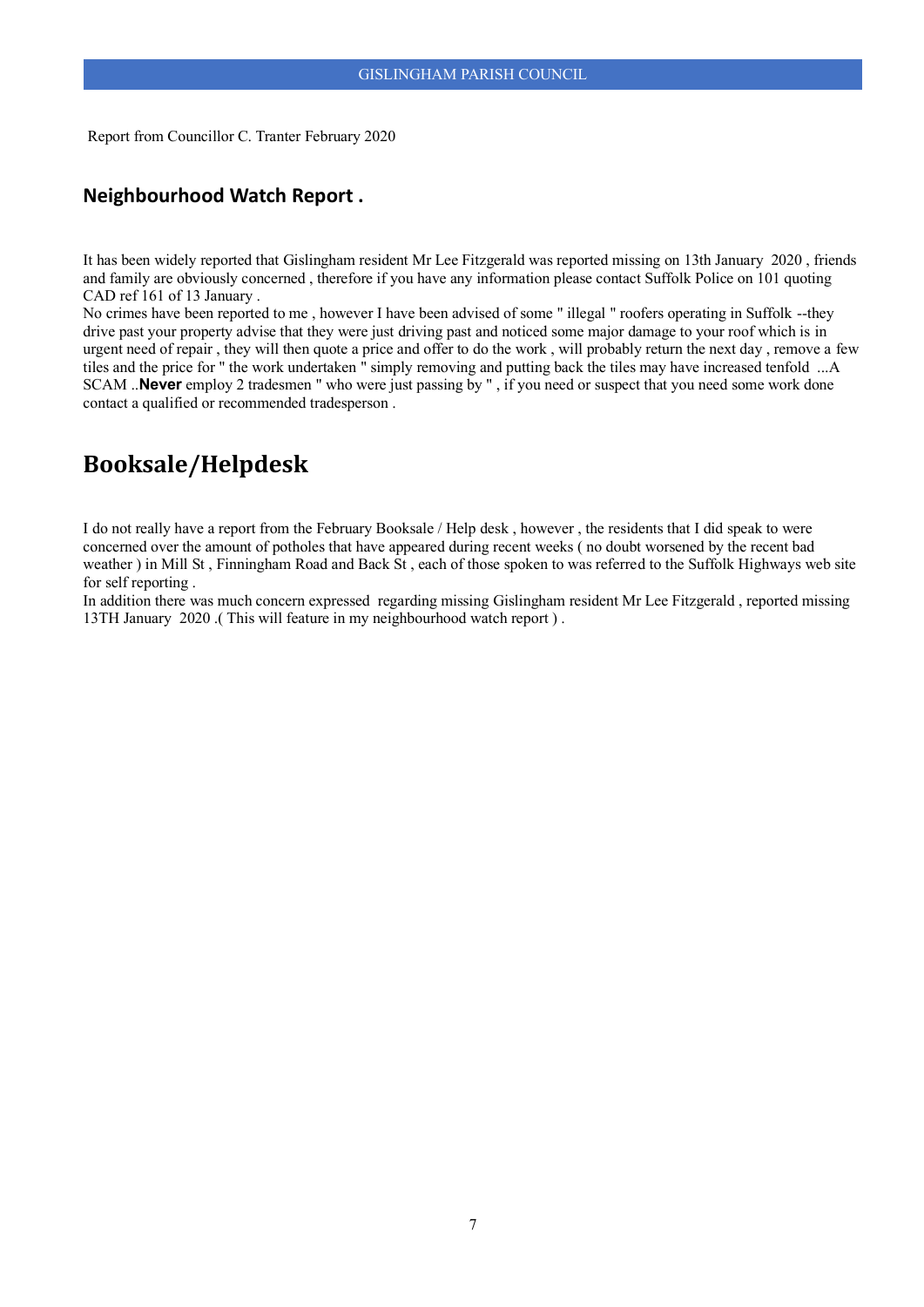Report from Councillor C. Tranter February 2020

## Neighbourhood Watch Report .

It has been widely reported that Gislingham resident Mr Lee Fitzgerald was reported missing on 13th January 2020 , friends and family are obviously concerned , therefore if you have any information please contact Suffolk Police on 101 quoting CAD ref 161 of 13 January .
No crimes have been reported to me , however I have been advised of some " illegal " roofers operating in Suffolk --they drive past your property advise that they were just driving past and noticed some major damage to your roof which is in urgent need of repair , they will then quote a price and offer to do the work , will probably return the next day , remove a few tiles and the price for " the work undertaken " simply removing and putting back the tiles may have increased tenfold ...A SCAM ..**Never** employ 2 tradesmen " who were just passing by " , if you need or suspect that you need some work done contact a qualified or recommended tradesperson .

# Booksale/Helpdesk

I do not really have a report from the February Booksale / Help desk , however , the residents that I did speak to were concerned over the amount of potholes that have appeared during recent weeks ( no doubt worsened by the recent bad weather ) in Mill St , Finningham Road and Back St , each of those spoken to was referred to the Suffolk Highways web site for self reporting .
In addition there was much concern expressed regarding missing Gislingham resident Mr Lee Fitzgerald , reported missing 13TH January 2020 .( This will feature in my neighbourhood watch report ) .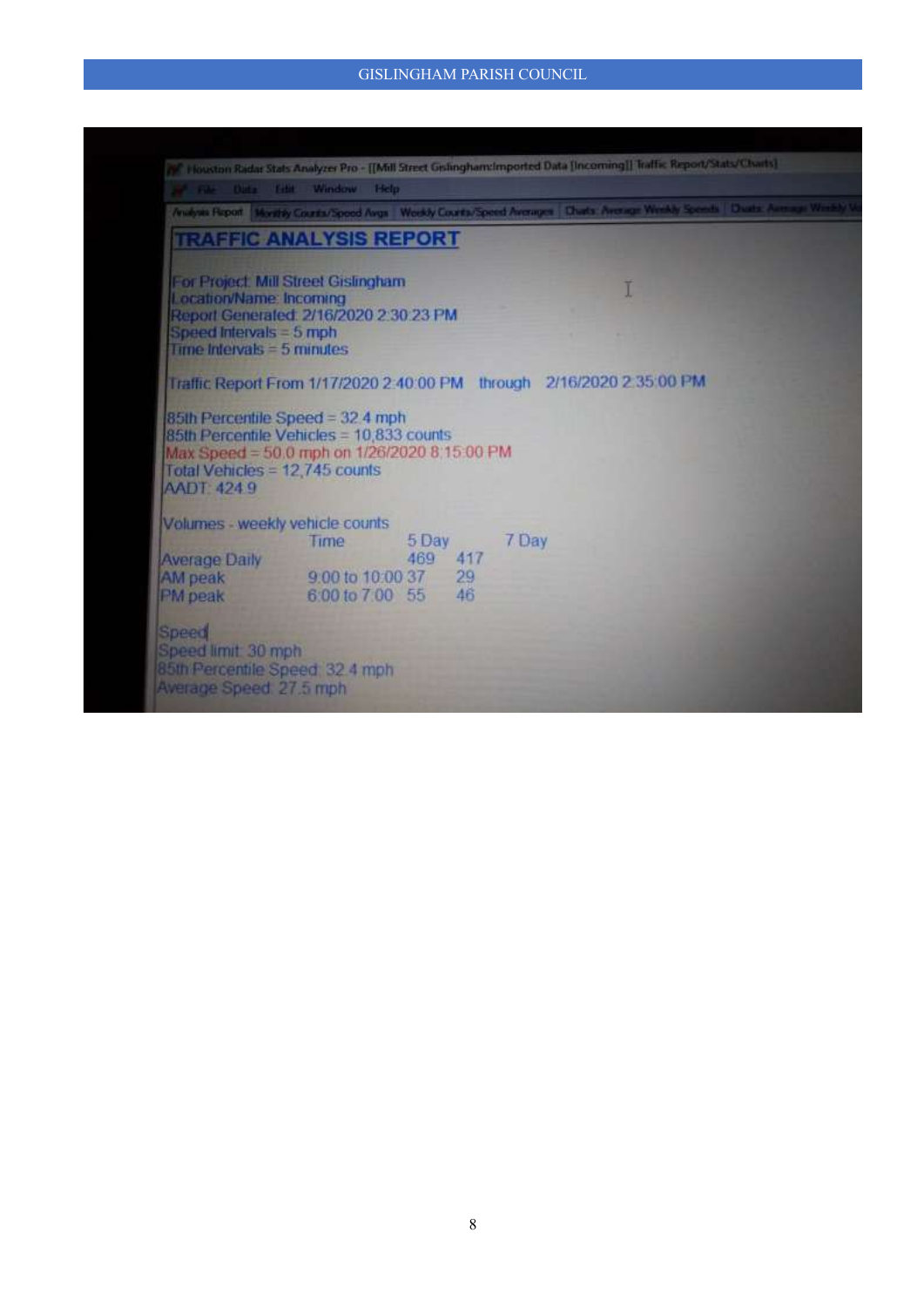Houston Radar Stats Analyzer Pro - [[Mill Street Gislingham:Imported Data [Incoming]] Traffic Report/Stats/Charts]

File Data Edit Window Help

Analysis Report | Monthly Counts/Speed Avgs | Weekly Counts/Speed Averages | Charts: Average Weekly Speeds | Charts: Average Weekly Vo

# TRAFFIC ANALYSIS REPORT

For Project: Mill Street Gislingham
Location/Name: Incoming
Report Generated: 2/16/2020 2:30:23 PM
Speed Intervals = 5 mph
Time Intervals = 5 minutes

Traffic Report From 1/17/2020 2:40:00 PM through 2/16/2020 2:35:00 PM

85th Percentile Speed = 32.4 mph
85th Percentile Vehicles = 10,833 counts
Max Speed = 50.0 mph on 1/26/2020 8:15:00 PM
Total Vehicles = 12,745 counts
AADT: 424.9

Volumes - weekly vehicle counts

| | Time | 5 Day | 7 Day |
|---|---|---|---|
| Average Daily | | 469 | 417 |
| AM peak | 9:00 to 10:00 | 37 | 29 |
| PM peak | 6:00 to 7:00 | 55 | 46 |

Speed
Speed limit: 30 mph
85th Percentile Speed: 32.4 mph
Average Speed: 27.5 mph